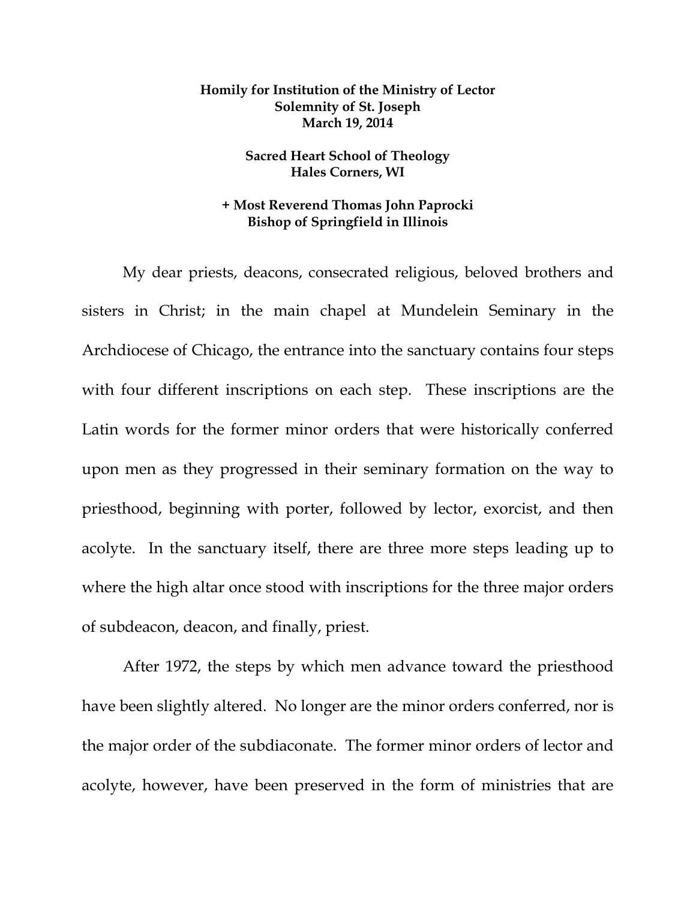**Homily for Institution of the Ministry of Lector**
**Solemnity of St. Joseph**
**March 19, 2014**

**Sacred Heart School of Theology**
**Hales Corners, WI**

**+ Most Reverend Thomas John Paprocki**
**Bishop of Springfield in Illinois**

My dear priests, deacons, consecrated religious, beloved brothers and sisters in Christ; in the main chapel at Mundelein Seminary in the Archdiocese of Chicago, the entrance into the sanctuary contains four steps with four different inscriptions on each step. These inscriptions are the Latin words for the former minor orders that were historically conferred upon men as they progressed in their seminary formation on the way to priesthood, beginning with porter, followed by lector, exorcist, and then acolyte. In the sanctuary itself, there are three more steps leading up to where the high altar once stood with inscriptions for the three major orders of subdeacon, deacon, and finally, priest.

After 1972, the steps by which men advance toward the priesthood have been slightly altered. No longer are the minor orders conferred, nor is the major order of the subdiaconate. The former minor orders of lector and acolyte, however, have been preserved in the form of ministries that are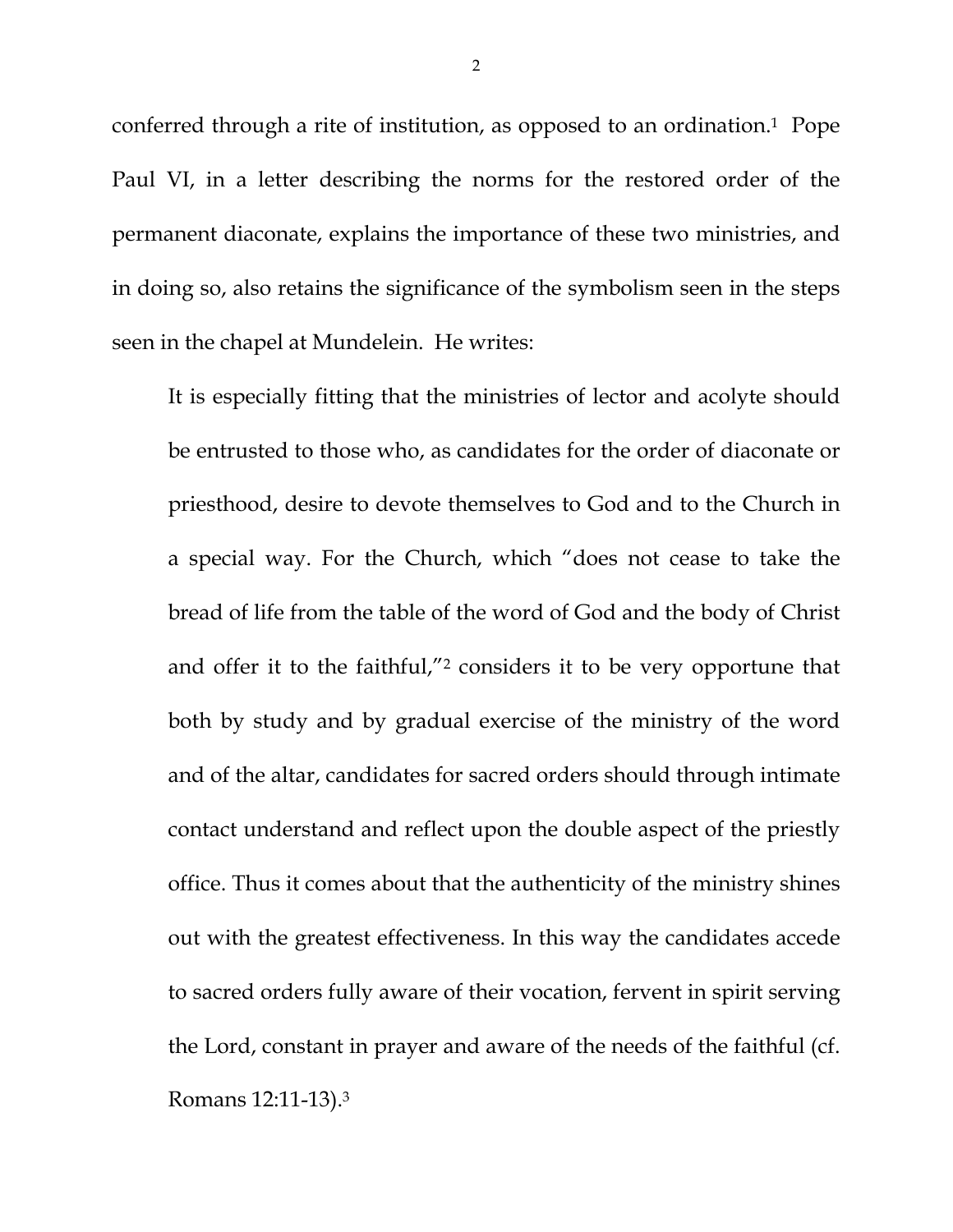conferred through a rite of institution, as opposed to an ordination.[1] Pope Paul VI, in a letter describing the norms for the restored order of the permanent diaconate, explains the importance of these two ministries, and in doing so, also retains the significance of the symbolism seen in the steps seen in the chapel at Mundelein. He writes:

> It is especially fitting that the ministries of lector and acolyte should be entrusted to those who, as candidates for the order of diaconate or priesthood, desire to devote themselves to God and to the Church in a special way. For the Church, which "does not cease to take the bread of life from the table of the word of God and the body of Christ and offer it to the faithful,"[2] considers it to be very opportune that both by study and by gradual exercise of the ministry of the word and of the altar, candidates for sacred orders should through intimate contact understand and reflect upon the double aspect of the priestly office. Thus it comes about that the authenticity of the ministry shines out with the greatest effectiveness. In this way the candidates accede to sacred orders fully aware of their vocation, fervent in spirit serving the Lord, constant in prayer and aware of the needs of the faithful (cf. Romans 12:11-13).[3]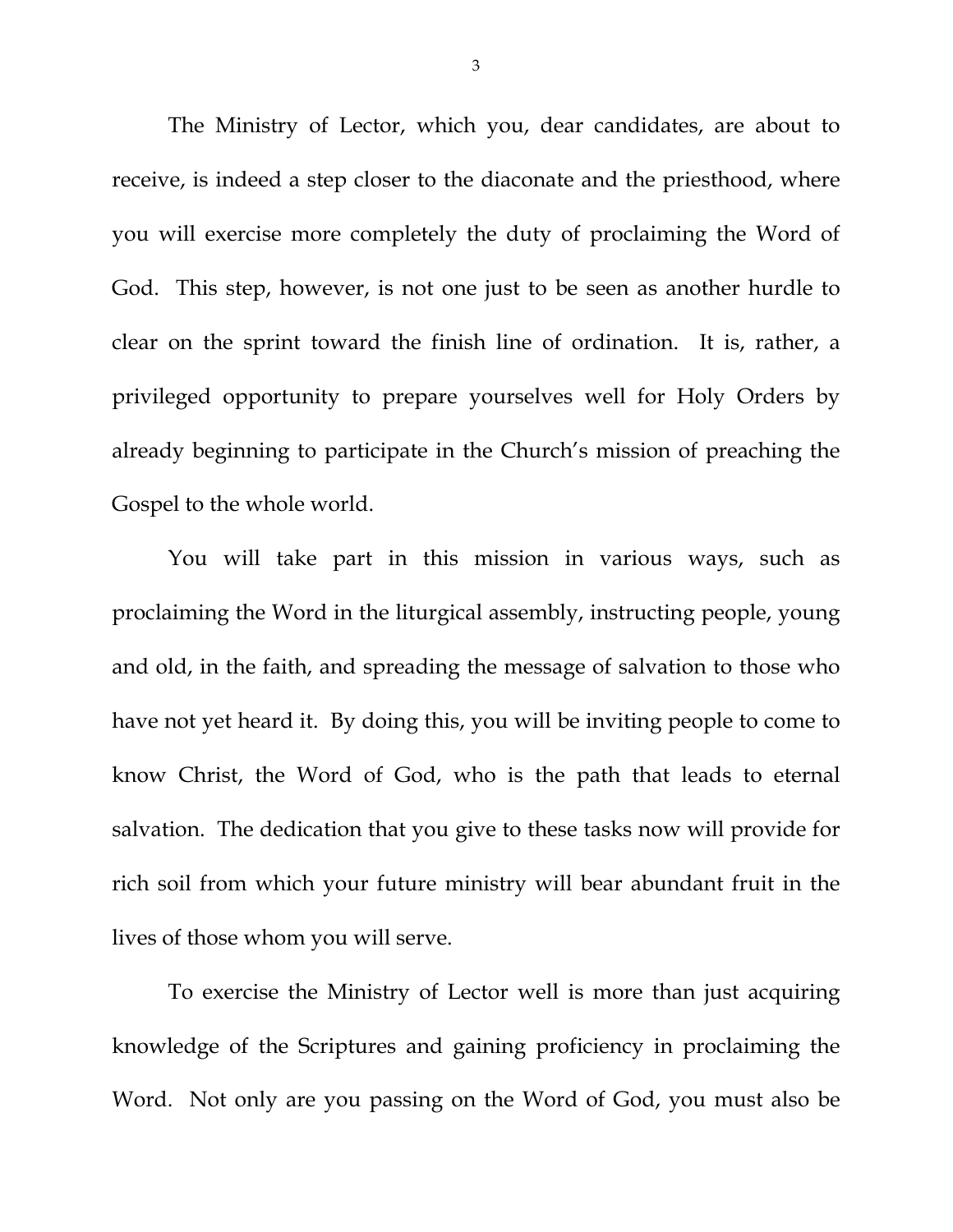The Ministry of Lector, which you, dear candidates, are about to receive, is indeed a step closer to the diaconate and the priesthood, where you will exercise more completely the duty of proclaiming the Word of God. This step, however, is not one just to be seen as another hurdle to clear on the sprint toward the finish line of ordination. It is, rather, a privileged opportunity to prepare yourselves well for Holy Orders by already beginning to participate in the Church's mission of preaching the Gospel to the whole world.

You will take part in this mission in various ways, such as proclaiming the Word in the liturgical assembly, instructing people, young and old, in the faith, and spreading the message of salvation to those who have not yet heard it. By doing this, you will be inviting people to come to know Christ, the Word of God, who is the path that leads to eternal salvation. The dedication that you give to these tasks now will provide for rich soil from which your future ministry will bear abundant fruit in the lives of those whom you will serve.

To exercise the Ministry of Lector well is more than just acquiring knowledge of the Scriptures and gaining proficiency in proclaiming the Word. Not only are you passing on the Word of God, you must also be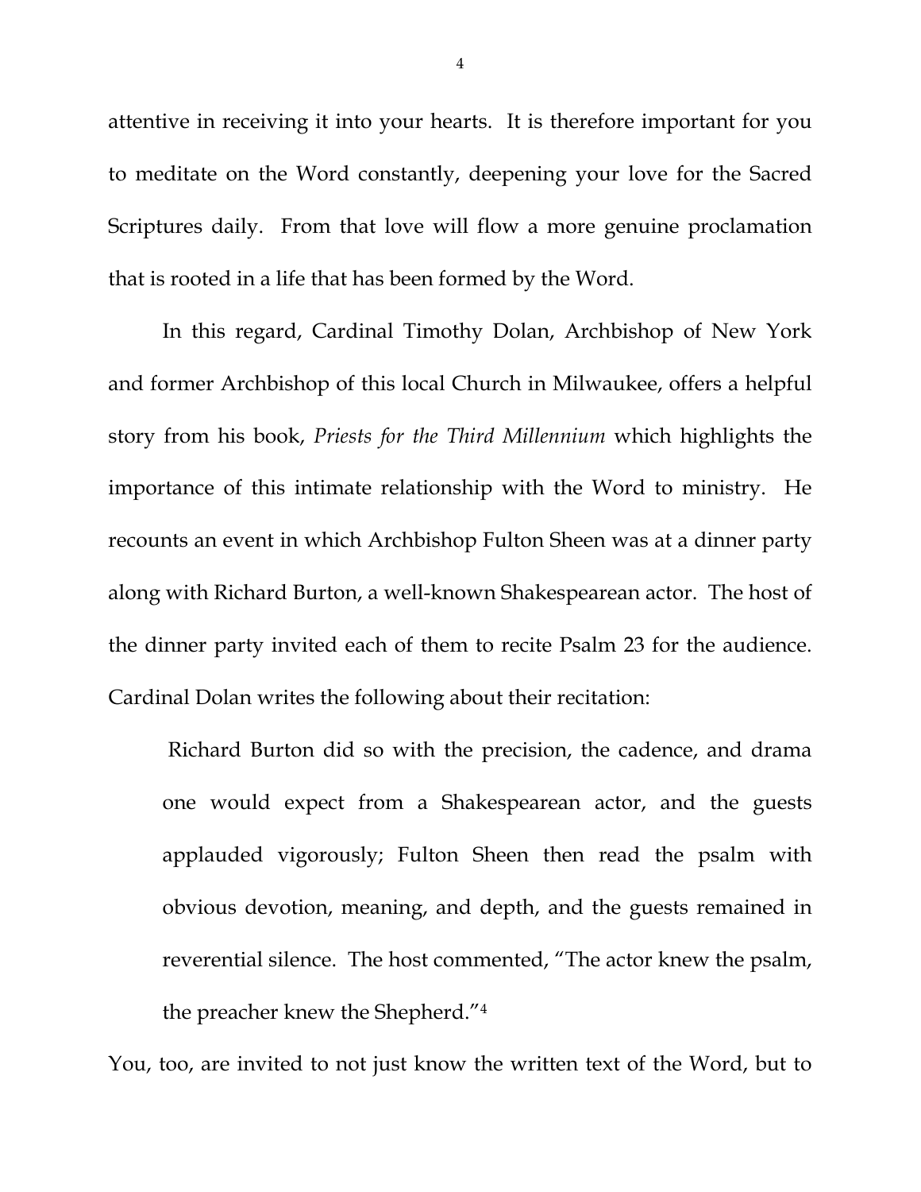attentive in receiving it into your hearts. It is therefore important for you to meditate on the Word constantly, deepening your love for the Sacred Scriptures daily. From that love will flow a more genuine proclamation that is rooted in a life that has been formed by the Word.

In this regard, Cardinal Timothy Dolan, Archbishop of New York and former Archbishop of this local Church in Milwaukee, offers a helpful story from his book, *Priests for the Third Millennium* which highlights the importance of this intimate relationship with the Word to ministry. He recounts an event in which Archbishop Fulton Sheen was at a dinner party along with Richard Burton, a well-known Shakespearean actor. The host of the dinner party invited each of them to recite Psalm 23 for the audience. Cardinal Dolan writes the following about their recitation:

> Richard Burton did so with the precision, the cadence, and drama one would expect from a Shakespearean actor, and the guests applauded vigorously; Fulton Sheen then read the psalm with obvious devotion, meaning, and depth, and the guests remained in reverential silence. The host commented, "The actor knew the psalm, the preacher knew the Shepherd."[4]

You, too, are invited to not just know the written text of the Word, but to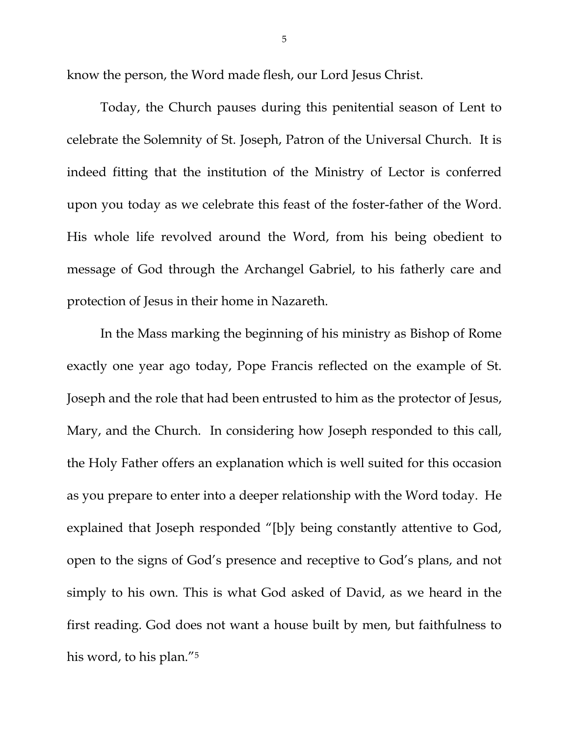know the person, the Word made flesh, our Lord Jesus Christ.

Today, the Church pauses during this penitential season of Lent to celebrate the Solemnity of St. Joseph, Patron of the Universal Church. It is indeed fitting that the institution of the Ministry of Lector is conferred upon you today as we celebrate this feast of the foster-father of the Word. His whole life revolved around the Word, from his being obedient to message of God through the Archangel Gabriel, to his fatherly care and protection of Jesus in their home in Nazareth.

In the Mass marking the beginning of his ministry as Bishop of Rome exactly one year ago today, Pope Francis reflected on the example of St. Joseph and the role that had been entrusted to him as the protector of Jesus, Mary, and the Church. In considering how Joseph responded to this call, the Holy Father offers an explanation which is well suited for this occasion as you prepare to enter into a deeper relationship with the Word today. He explained that Joseph responded "[b]y being constantly attentive to God, open to the signs of God's presence and receptive to God's plans, and not simply to his own. This is what God asked of David, as we heard in the first reading. God does not want a house built by men, but faithfulness to his word, to his plan."[5]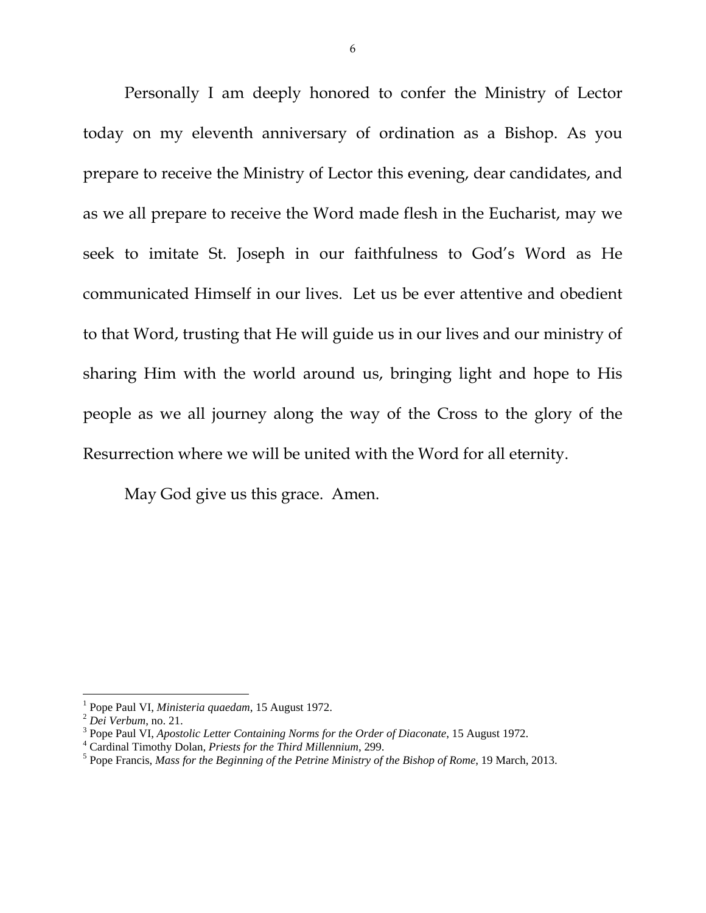Personally I am deeply honored to confer the Ministry of Lector today on my eleventh anniversary of ordination as a Bishop. As you prepare to receive the Ministry of Lector this evening, dear candidates, and as we all prepare to receive the Word made flesh in the Eucharist, may we seek to imitate St. Joseph in our faithfulness to God's Word as He communicated Himself in our lives. Let us be ever attentive and obedient to that Word, trusting that He will guide us in our lives and our ministry of sharing Him with the world around us, bringing light and hope to His people as we all journey along the way of the Cross to the glory of the Resurrection where we will be united with the Word for all eternity.

May God give us this grace. Amen.

---

[1] Pope Paul VI, *Ministeria quaedam*, 15 August 1972.
[2] *Dei Verbum*, no. 21.
[3] Pope Paul VI, *Apostolic Letter Containing Norms for the Order of Diaconate*, 15 August 1972.
[4] Cardinal Timothy Dolan, *Priests for the Third Millennium*, 299.
[5] Pope Francis, *Mass for the Beginning of the Petrine Ministry of the Bishop of Rome*, 19 March, 2013.